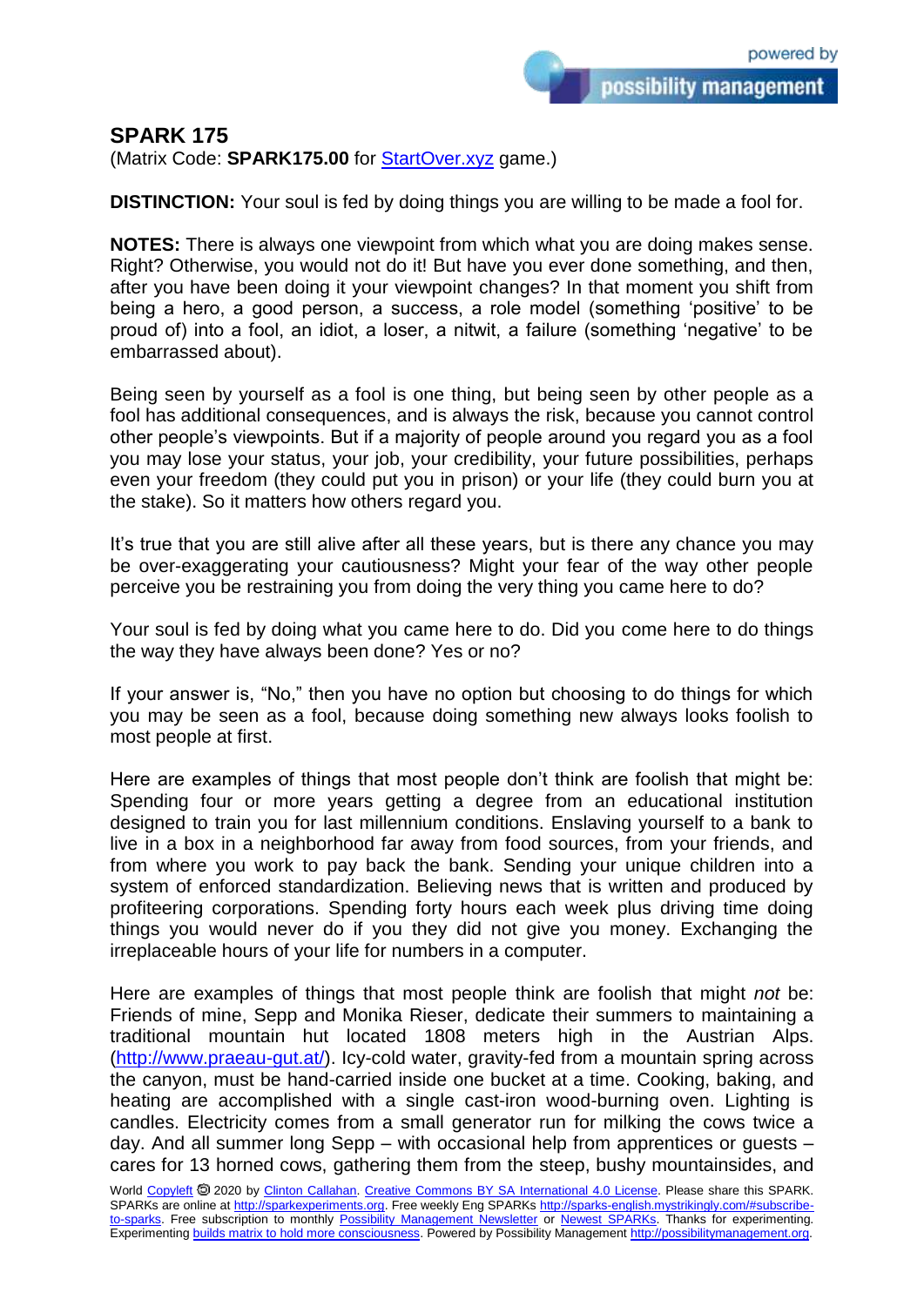## SPARK 175

(Matrix Code: **SPARK175.00** for [StartOver.xyz](StartOver.xyz) game.)

**DISTINCTION:** Your soul is fed by doing things you are willing to be made a fool for.

**NOTES:** There is always one viewpoint from which what you are doing makes sense. Right? Otherwise, you would not do it! But have you ever done something, and then, after you have been doing it your viewpoint changes? In that moment you shift from being a hero, a good person, a success, a role model (something 'positive' to be proud of) into a fool, an idiot, a loser, a nitwit, a failure (something 'negative' to be embarrassed about).

Being seen by yourself as a fool is one thing, but being seen by other people as a fool has additional consequences, and is always the risk, because you cannot control other people's viewpoints. But if a majority of people around you regard you as a fool you may lose your status, your job, your credibility, your future possibilities, perhaps even your freedom (they could put you in prison) or your life (they could burn you at the stake). So it matters how others regard you.

It's true that you are still alive after all these years, but is there any chance you may be over-exaggerating your cautiousness? Might your fear of the way other people perceive you be restraining you from doing the very thing you came here to do?

Your soul is fed by doing what you came here to do. Did you come here to do things the way they have always been done? Yes or no?

If your answer is, "No," then you have no option but choosing to do things for which you may be seen as a fool, because doing something new always looks foolish to most people at first.

Here are examples of things that most people don't think are foolish that might be: Spending four or more years getting a degree from an educational institution designed to train you for last millennium conditions. Enslaving yourself to a bank to live in a box in a neighborhood far away from food sources, from your friends, and from where you work to pay back the bank. Sending your unique children into a system of enforced standardization. Believing news that is written and produced by profiteering corporations. Spending forty hours each week plus driving time doing things you would never do if you they did not give you money. Exchanging the irreplaceable hours of your life for numbers in a computer.

Here are examples of things that most people think are foolish that might *not* be: Friends of mine, Sepp and Monika Rieser, dedicate their summers to maintaining a traditional mountain hut located 1808 meters high in the Austrian Alps. (http://www.praeau-gut.at/). Icy-cold water, gravity-fed from a mountain spring across the canyon, must be hand-carried inside one bucket at a time. Cooking, baking, and heating are accomplished with a single cast-iron wood-burning oven. Lighting is candles. Electricity comes from a small generator run for milking the cows twice a day. And all summer long Sepp – with occasional help from apprentices or guests – cares for 13 horned cows, gathering them from the steep, bushy mountainsides, and

World [Copyleft](Copyleft) 🄯 2020 by [Clinton Callahan](Clinton Callahan). [Creative Commons BY SA International 4.0 License](Creative Commons BY SA International 4.0 License). Please share this SPARK. SPARKs are online at http://sparkexperiments.org. Free weekly Eng SPARKs http://sparks-english.mystrikingly.com/#subscribe-to-sparks. Free subscription to monthly [Possibility Management Newsletter](Possibility Management Newsletter) or [Newest SPARKs](Newest SPARKs). Thanks for experimenting. Experimenting [builds matrix to hold more consciousness](builds matrix to hold more consciousness). Powered by Possibility Management http://possibilitymanagement.org.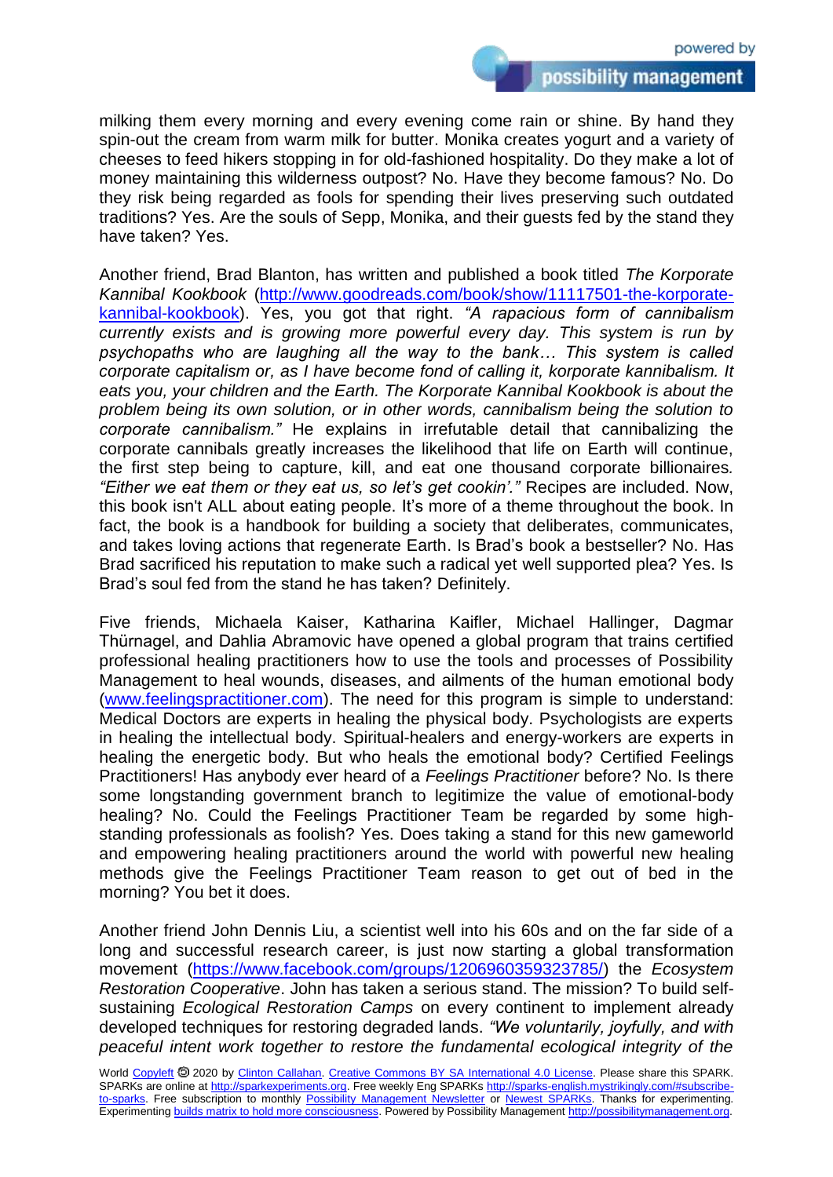milking them every morning and every evening come rain or shine. By hand they spin-out the cream from warm milk for butter. Monika creates yogurt and a variety of cheeses to feed hikers stopping in for old-fashioned hospitality. Do they make a lot of money maintaining this wilderness outpost? No. Have they become famous? No. Do they risk being regarded as fools for spending their lives preserving such outdated traditions? Yes. Are the souls of Sepp, Monika, and their guests fed by the stand they have taken? Yes.

Another friend, Brad Blanton, has written and published a book titled *The Korporate Kannibal Kookbook* ([http://www.goodreads.com/book/show/11117501-the-korporate-kannibal-kookbook](http://www.goodreads.com/book/show/11117501-the-korporate-kannibal-kookbook)). Yes, you got that right. *"A rapacious form of cannibalism currently exists and is growing more powerful every day. This system is run by psychopaths who are laughing all the way to the bank… This system is called corporate capitalism or, as I have become fond of calling it, korporate kannibalism. It eats you, your children and the Earth. The Korporate Kannibal Kookbook is about the problem being its own solution, or in other words, cannibalism being the solution to corporate cannibalism."* He explains in irrefutable detail that cannibalizing the corporate cannibals greatly increases the likelihood that life on Earth will continue, the first step being to capture, kill, and eat one thousand corporate billionaires. *"Either we eat them or they eat us, so let's get cookin'."* Recipes are included. Now, this book isn't ALL about eating people. It's more of a theme throughout the book. In fact, the book is a handbook for building a society that deliberates, communicates, and takes loving actions that regenerate Earth. Is Brad's book a bestseller? No. Has Brad sacrificed his reputation to make such a radical yet well supported plea? Yes. Is Brad's soul fed from the stand he has taken? Definitely.

Five friends, Michaela Kaiser, Katharina Kaifler, Michael Hallinger, Dagmar Thürnagel, and Dahlia Abramovic have opened a global program that trains certified professional healing practitioners how to use the tools and processes of Possibility Management to heal wounds, diseases, and ailments of the human emotional body ([www.feelingspractitioner.com](http://www.feelingspractitioner.com)). The need for this program is simple to understand: Medical Doctors are experts in healing the physical body. Psychologists are experts in healing the intellectual body. Spiritual-healers and energy-workers are experts in healing the energetic body. But who heals the emotional body? Certified Feelings Practitioners! Has anybody ever heard of a *Feelings Practitioner* before? No. Is there some longstanding government branch to legitimize the value of emotional-body healing? No. Could the Feelings Practitioner Team be regarded by some high-standing professionals as foolish? Yes. Does taking a stand for this new gameworld and empowering healing practitioners around the world with powerful new healing methods give the Feelings Practitioner Team reason to get out of bed in the morning? You bet it does.

Another friend John Dennis Liu, a scientist well into his 60s and on the far side of a long and successful research career, is just now starting a global transformation movement ([https://www.facebook.com/groups/1206960359323785/](https://www.facebook.com/groups/1206960359323785/)) the *Ecosystem Restoration Cooperative*. John has taken a serious stand. The mission? To build self-sustaining *Ecological Restoration Camps* on every continent to implement already developed techniques for restoring degraded lands. *"We voluntarily, joyfully, and with peaceful intent work together to restore the fundamental ecological integrity of the*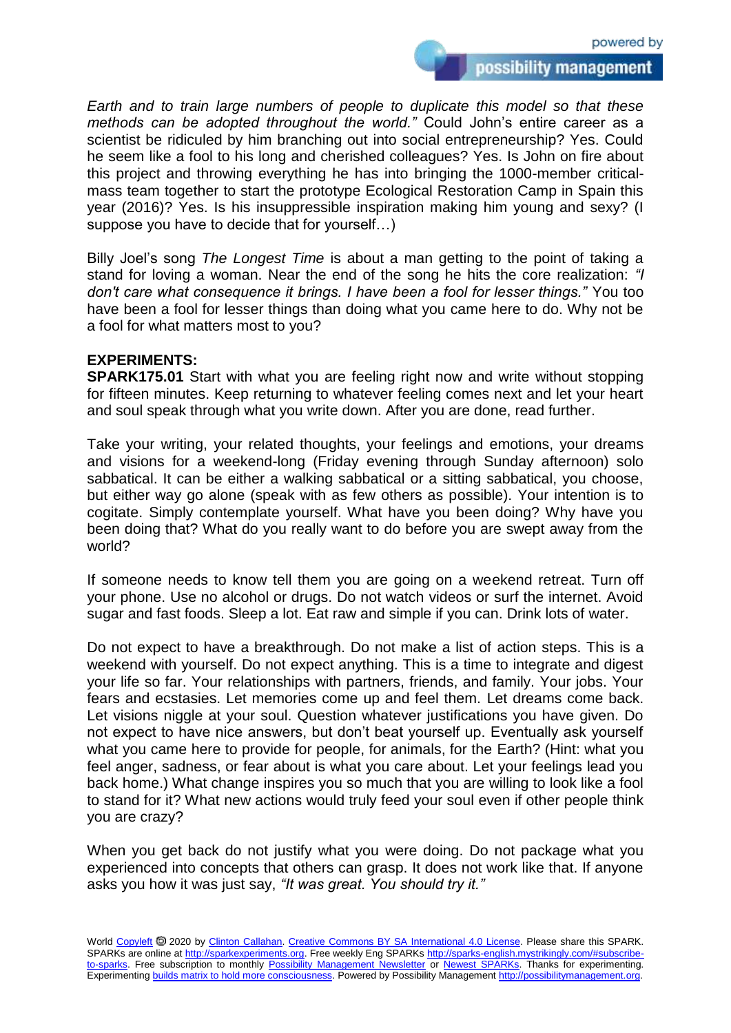*Earth and to train large numbers of people to duplicate this model so that these methods can be adopted throughout the world."* Could John's entire career as a scientist be ridiculed by him branching out into social entrepreneurship? Yes. Could he seem like a fool to his long and cherished colleagues? Yes. Is John on fire about this project and throwing everything he has into bringing the 1000-member critical-mass team together to start the prototype Ecological Restoration Camp in Spain this year (2016)? Yes. Is his insuppressible inspiration making him young and sexy? (I suppose you have to decide that for yourself…)

Billy Joel's song *The Longest Time* is about a man getting to the point of taking a stand for loving a woman. Near the end of the song he hits the core realization: *"I don't care what consequence it brings. I have been a fool for lesser things."* You too have been a fool for lesser things than doing what you came here to do. Why not be a fool for what matters most to you?

**EXPERIMENTS:**

**SPARK175.01** Start with what you are feeling right now and write without stopping for fifteen minutes. Keep returning to whatever feeling comes next and let your heart and soul speak through what you write down. After you are done, read further.

Take your writing, your related thoughts, your feelings and emotions, your dreams and visions for a weekend-long (Friday evening through Sunday afternoon) solo sabbatical. It can be either a walking sabbatical or a sitting sabbatical, you choose, but either way go alone (speak with as few others as possible). Your intention is to cogitate. Simply contemplate yourself. What have you been doing? Why have you been doing that? What do you really want to do before you are swept away from the world?

If someone needs to know tell them you are going on a weekend retreat. Turn off your phone. Use no alcohol or drugs. Do not watch videos or surf the internet. Avoid sugar and fast foods. Sleep a lot. Eat raw and simple if you can. Drink lots of water.

Do not expect to have a breakthrough. Do not make a list of action steps. This is a weekend with yourself. Do not expect anything. This is a time to integrate and digest your life so far. Your relationships with partners, friends, and family. Your jobs. Your fears and ecstasies. Let memories come up and feel them. Let dreams come back. Let visions niggle at your soul. Question whatever justifications you have given. Do not expect to have nice answers, but don't beat yourself up. Eventually ask yourself what you came here to provide for people, for animals, for the Earth? (Hint: what you feel anger, sadness, or fear about is what you care about. Let your feelings lead you back home.) What change inspires you so much that you are willing to look like a fool to stand for it? What new actions would truly feed your soul even if other people think you are crazy?

When you get back do not justify what you were doing. Do not package what you experienced into concepts that others can grasp. It does not work like that. If anyone asks you how it was just say, *"It was great. You should try it."*

World Copyleft 🄯 2020 by Clinton Callahan. Creative Commons BY SA International 4.0 License. Please share this SPARK. SPARKs are online at http://sparkexperiments.org. Free weekly Eng SPARKs http://sparks-english.mystrikingly.com/#subscribe-to-sparks. Free subscription to monthly Possibility Management Newsletter or Newest SPARKs. Thanks for experimenting. Experimenting builds matrix to hold more consciousness. Powered by Possibility Management http://possibilitymanagement.org.